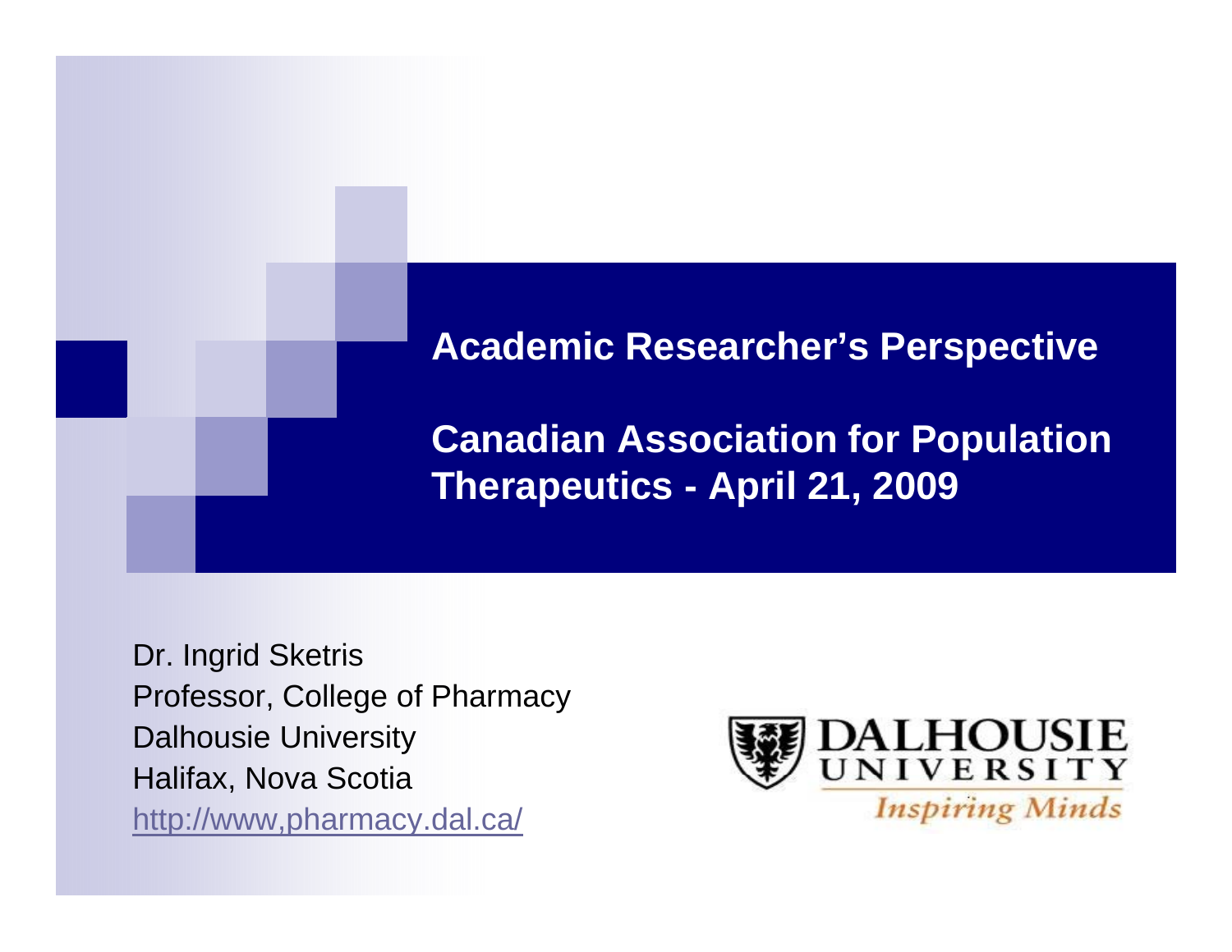# Academic Researcher's Perspective

## Canadian Association for Population Therapeutics - April 21, 2009

Dr. Ingrid Sketris
Professor, College of Pharmacy
Dalhousie University
Halifax, Nova Scotia
http://www,pharmacy.dal.ca/

DALHOUSIE UNIVERSITY
*Inspiring Minds*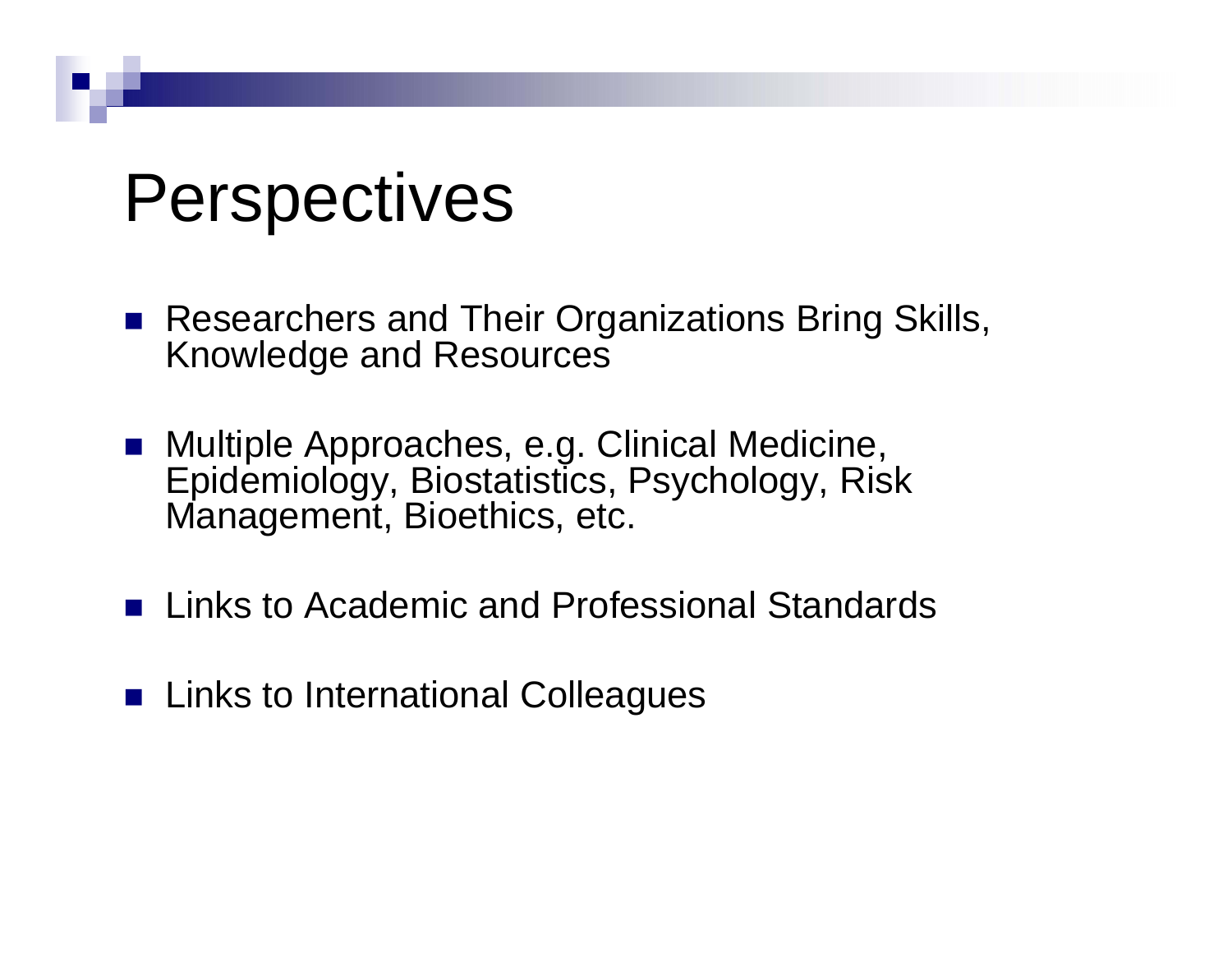# Perspectives

- Researchers and Their Organizations Bring Skills, Knowledge and Resources
- Multiple Approaches, e.g. Clinical Medicine, Epidemiology, Biostatistics, Psychology, Risk Management, Bioethics, etc.
- Links to Academic and Professional Standards
- Links to International Colleagues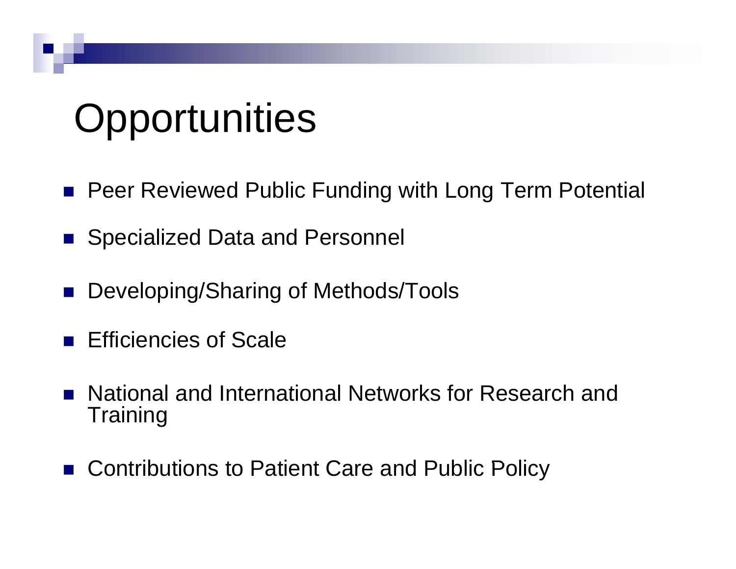# Opportunities

- Peer Reviewed Public Funding with Long Term Potential
- Specialized Data and Personnel
- Developing/Sharing of Methods/Tools
- Efficiencies of Scale
- National and International Networks for Research and Training
- Contributions to Patient Care and Public Policy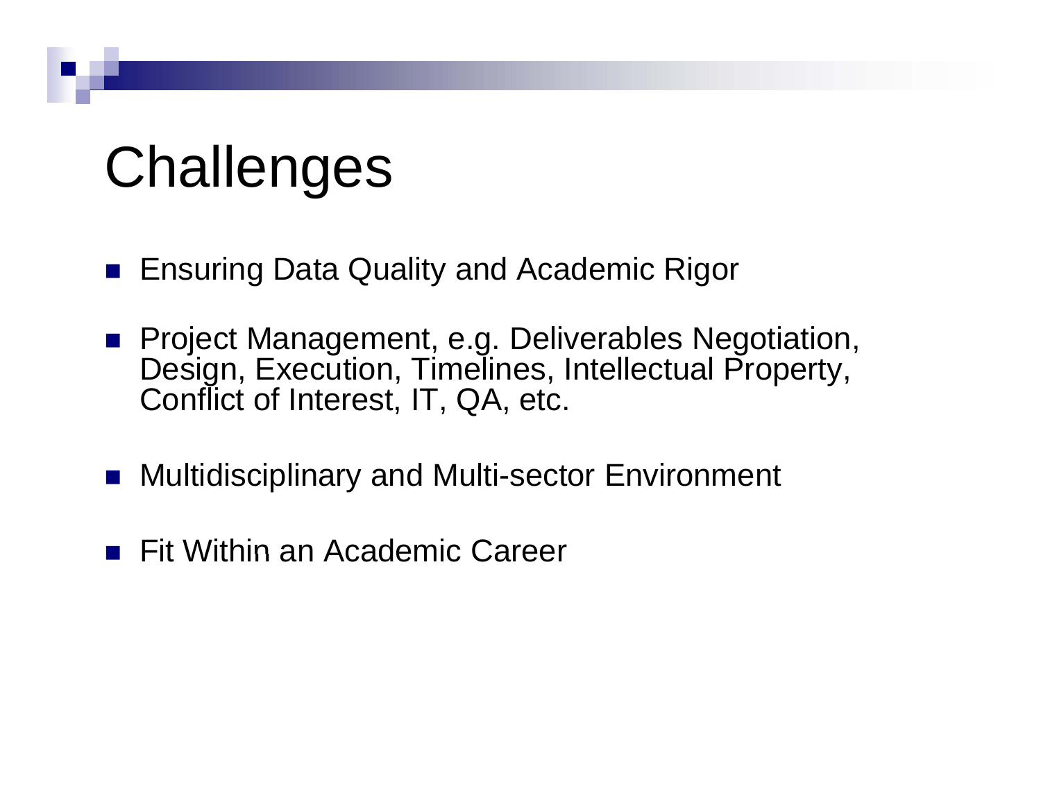# Challenges

- Ensuring Data Quality and Academic Rigor
- Project Management, e.g. Deliverables Negotiation, Design, Execution, Timelines, Intellectual Property, Conflict of Interest, IT, QA, etc.
- Multidisciplinary and Multi-sector Environment
- Fit Within an Academic Career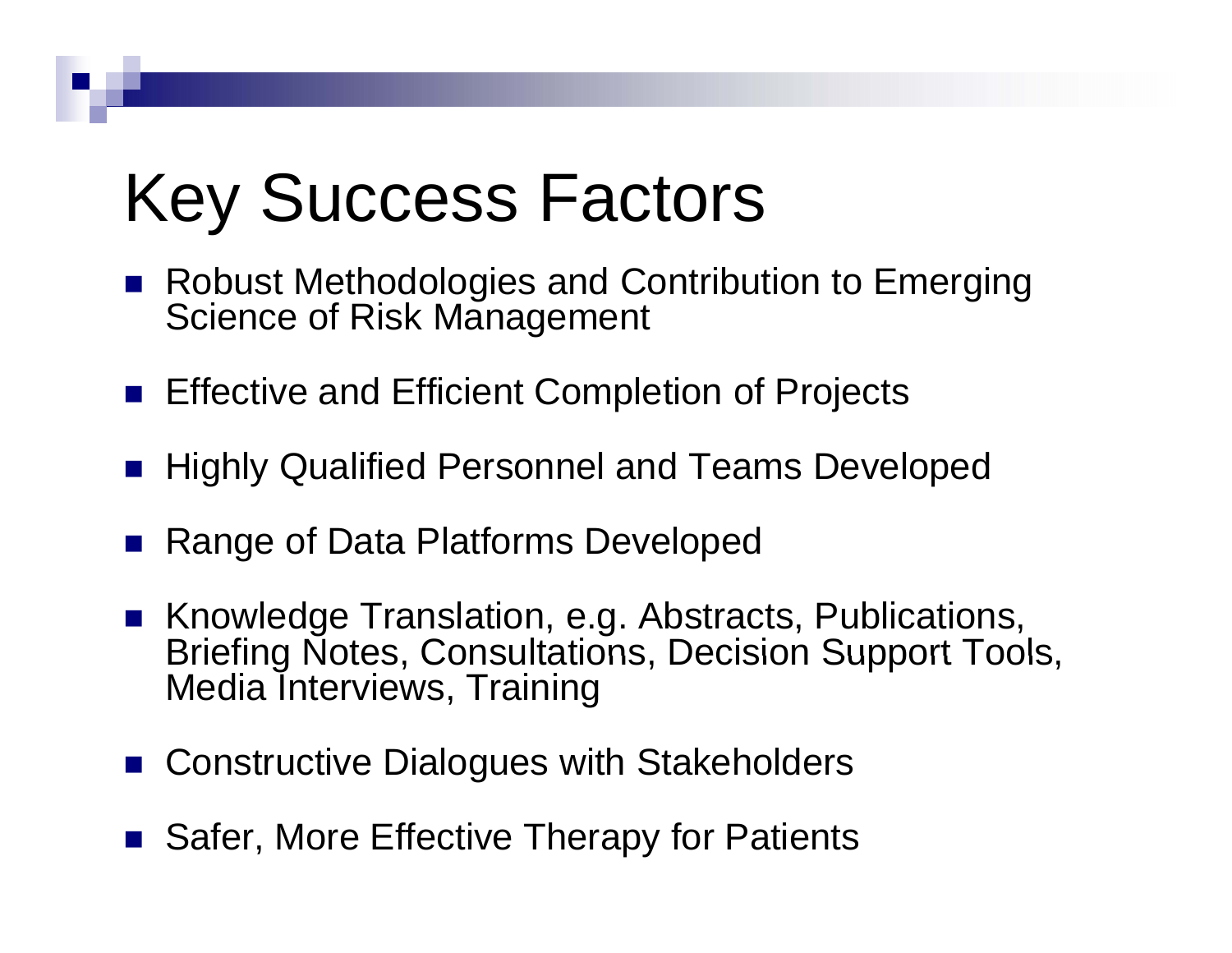# Key Success Factors

- Robust Methodologies and Contribution to Emerging Science of Risk Management
- Effective and Efficient Completion of Projects
- Highly Qualified Personnel and Teams Developed
- Range of Data Platforms Developed
- Knowledge Translation, e.g. Abstracts, Publications, Briefing Notes, Consultations, Decision Support Tools, Media Interviews, Training
- Constructive Dialogues with Stakeholders
- Safer, More Effective Therapy for Patients